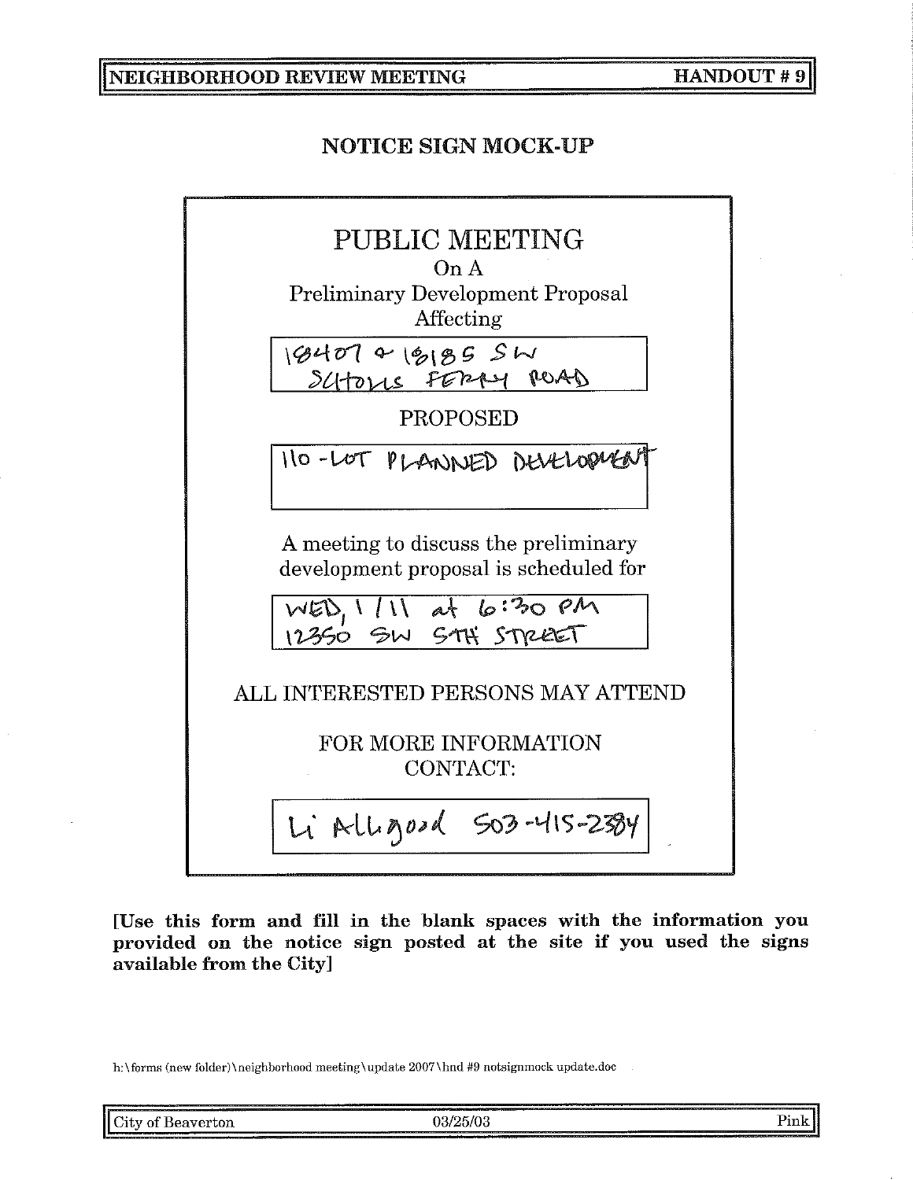**NEIGHBORHOOD REVIEW MEETING** — **HANDOUT # 9**

## NOTICE SIGN MOCK-UP

# PUBLIC MEETING

On A

Preliminary Development Proposal

Affecting

18407 & 18185 SW SCHOLLS FERRY ROAD

PROPOSED

110-LOT PLANNED DEVELOPMENT

A meeting to discuss the preliminary development proposal is scheduled for

WED, 1/11 at 6:30 PM
12350 SW 5TH STREET

ALL INTERESTED PERSONS MAY ATTEND

FOR MORE INFORMATION CONTACT:

Li Allgood 503-415-2384

**[Use this form and fill in the blank spaces with the information you provided on the notice sign posted at the site if you used the signs available from the City]**

h:\forms (new folder)\neighborhood meeting\update 2007\hnd #9 notsignmock update.doc

City of Beaverton — 03/25/03 — Pink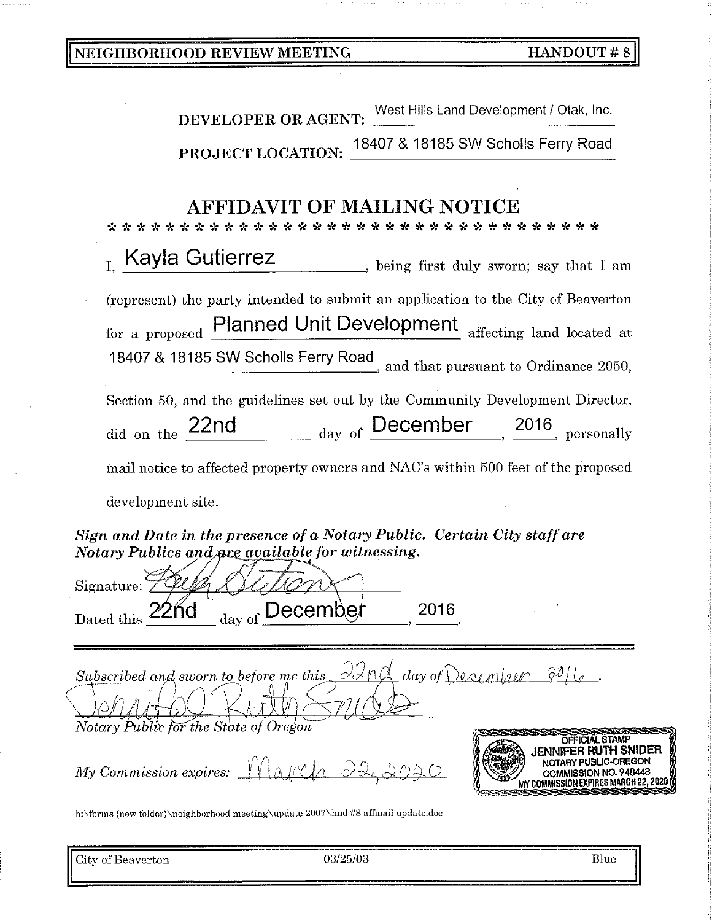**NEIGHBORHOOD REVIEW MEETING** **HANDOUT # 8**

**DEVELOPER OR AGENT:** West Hills Land Development / Otak, Inc.

**PROJECT LOCATION:** 18407 & 18185 SW Scholls Ferry Road

# AFFIDAVIT OF MAILING NOTICE

\* \* \* \* \* \* \* \* \* \* \* \* \* \* \* \* \* \* \* \* \* \* \* \* \* \* \* \* \* \* \* \* \* \* \* \* \*

I, Kayla Gutierrez, being first duly sworn; say that I am (represent) the party intended to submit an application to the City of Beaverton for a proposed Planned Unit Development affecting land located at 18407 & 18185 SW Scholls Ferry Road, and that pursuant to Ordinance 2050, Section 50, and the guidelines set out by the Community Development Director, did on the 22nd day of December, 2016, personally mail notice to affected property owners and NAC's within 500 feet of the proposed development site.

***Sign and Date in the presence of a Notary Public. Certain City staff are Notary Publics and are available for witnessing.***

Signature: [signature]

Dated this 22nd day of December, 2016.

---

*Subscribed and sworn to before me this* 22nd *day of* December 2016.

[signature: Jennifer Ruth Snider]

*Notary Public for the State of Oregon*

*My Commission expires:* March 22, 2020

OFFICIAL STAMP
JENNIFER RUTH SNIDER
NOTARY PUBLIC-OREGON
COMMISSION NO. 948448
MY COMMISSION EXPIRES MARCH 22, 2020

h:\forms (new folder)\neighborhood meeting\update 2007\hnd #8 affmail update.doc

City of Beaverton 03/25/03 Blue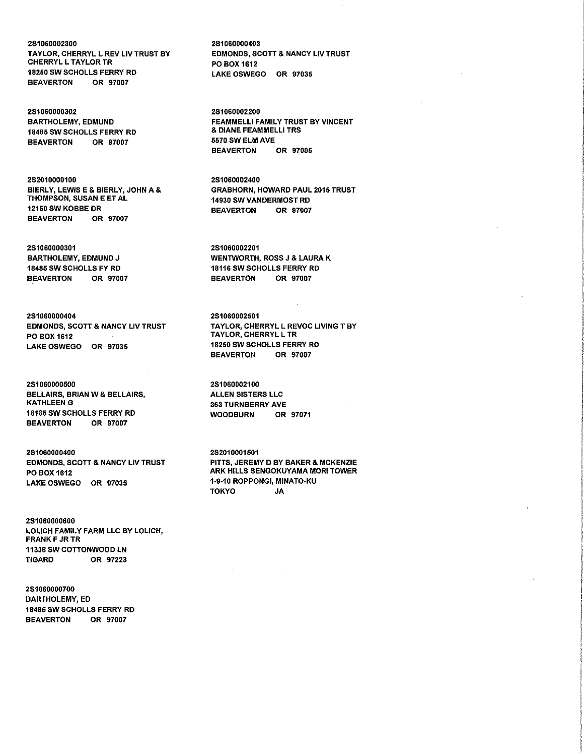2S1060002300
TAYLOR, CHERRYL L REV LIV TRUST BY
CHERRYL L TAYLOR TR
18250 SW SCHOLLS FERRY RD
BEAVERTON OR 97007

2S1060000302
BARTHOLEMY, EDMUND
18485 SW SCHOLLS FERRY RD
BEAVERTON OR 97007

2S2010000100
BIERLY, LEWIS E & BIERLY, JOHN A &
THOMPSON, SUSAN E ET AL
12150 SW KOBBE DR
BEAVERTON OR 97007

2S1060000301
BARTHOLEMY, EDMUND J
18485 SW SCHOLLS FY RD
BEAVERTON OR 97007

2S1060000404
EDMONDS, SCOTT & NANCY LIV TRUST
PO BOX 1612
LAKE OSWEGO OR 97035

2S1060000500
BELLAIRS, BRIAN W & BELLAIRS,
KATHLEEN G
18185 SW SCHOLLS FERRY RD
BEAVERTON OR 97007

2S1060000400
EDMONDS, SCOTT & NANCY LIV TRUST
PO BOX 1612
LAKE OSWEGO OR 97035

2S1060000600
LOLICH FAMILY FARM LLC BY LOLICH,
FRANK F JR TR
11338 SW COTTONWOOD LN
TIGARD OR 97223

2S1060000700
BARTHOLEMY, ED
18485 SW SCHOLLS FERRY RD
BEAVERTON OR 97007

2S1060000403
EDMONDS, SCOTT & NANCY LIV TRUST
PO BOX 1612
LAKE OSWEGO OR 97035

2S1060002200
FEAMMELLI FAMILY TRUST BY VINCENT
& DIANE FEAMMELLI TRS
5570 SW ELM AVE
BEAVERTON OR 97005

2S1060002400
GRABHORN, HOWARD PAUL 2015 TRUST
14930 SW VANDERMOST RD
BEAVERTON OR 97007

2S1060002201
WENTWORTH, ROSS J & LAURA K
18116 SW SCHOLLS FERRY RD
BEAVERTON OR 97007

2S1060002501
TAYLOR, CHERRYL L REVOC LIVING T BY
TAYLOR, CHERRYL L TR
18250 SW SCHOLLS FERRY RD
BEAVERTON OR 97007

2S1060002100
ALLEN SISTERS LLC
363 TURNBERRY AVE
WOODBURN OR 97071

2S2010001501
PITTS, JEREMY D BY BAKER & MCKENZIE
ARK HILLS SENGOKUYAMA MORI TOWER
1-9-10 ROPPONGI, MINATO-KU
TOKYO JA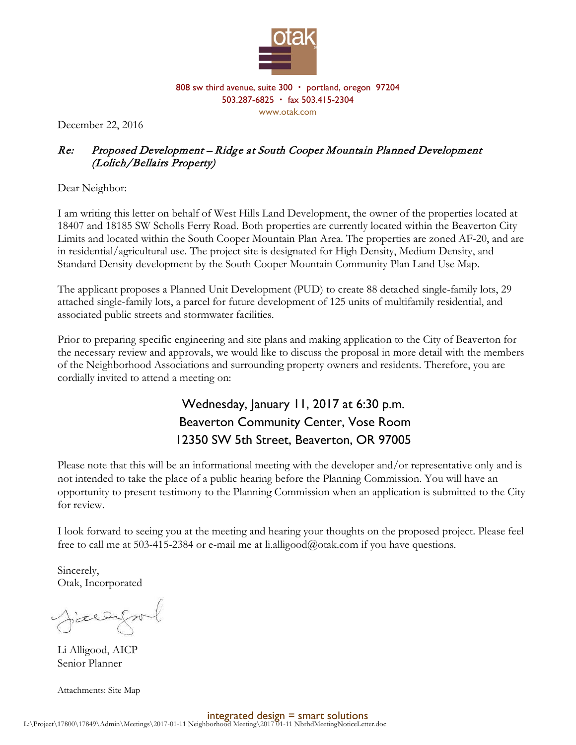808 sw third avenue, suite 300 • portland, oregon 97204
503.287-6825 • fax 503.415-2304
www.otak.com

December 22, 2016

*Re: Proposed Development – Ridge at South Cooper Mountain Planned Development (Lolich/Bellairs Property)*

Dear Neighbor:

I am writing this letter on behalf of West Hills Land Development, the owner of the properties located at 18407 and 18185 SW Scholls Ferry Road. Both properties are currently located within the Beaverton City Limits and located within the South Cooper Mountain Plan Area. The properties are zoned AF-20, and are in residential/agricultural use. The project site is designated for High Density, Medium Density, and Standard Density development by the South Cooper Mountain Community Plan Land Use Map.

The applicant proposes a Planned Unit Development (PUD) to create 88 detached single-family lots, 29 attached single-family lots, a parcel for future development of 125 units of multifamily residential, and associated public streets and stormwater facilities.

Prior to preparing specific engineering and site plans and making application to the City of Beaverton for the necessary review and approvals, we would like to discuss the proposal in more detail with the members of the Neighborhood Associations and surrounding property owners and residents. Therefore, you are cordially invited to attend a meeting on:

**Wednesday, January 11, 2017 at 6:30 p.m.**
**Beaverton Community Center, Vose Room**
**12350 SW 5th Street, Beaverton, OR 97005**

Please note that this will be an informational meeting with the developer and/or representative only and is not intended to take the place of a public hearing before the Planning Commission. You will have an opportunity to present testimony to the Planning Commission when an application is submitted to the City for review.

I look forward to seeing you at the meeting and hearing your thoughts on the proposed project. Please feel free to call me at 503-415-2384 or e-mail me at li.alligood@otak.com if you have questions.

Sincerely,
Otak, Incorporated

Li Alligood, AICP
Senior Planner

Attachments: Site Map

integrated design = smart solutions

L:\Project\17800\17849\Admin\Meetings\2017-01-11 Neighborhood Meeting\2017 01-11 NbrhdMeetingNoticeLetter.doc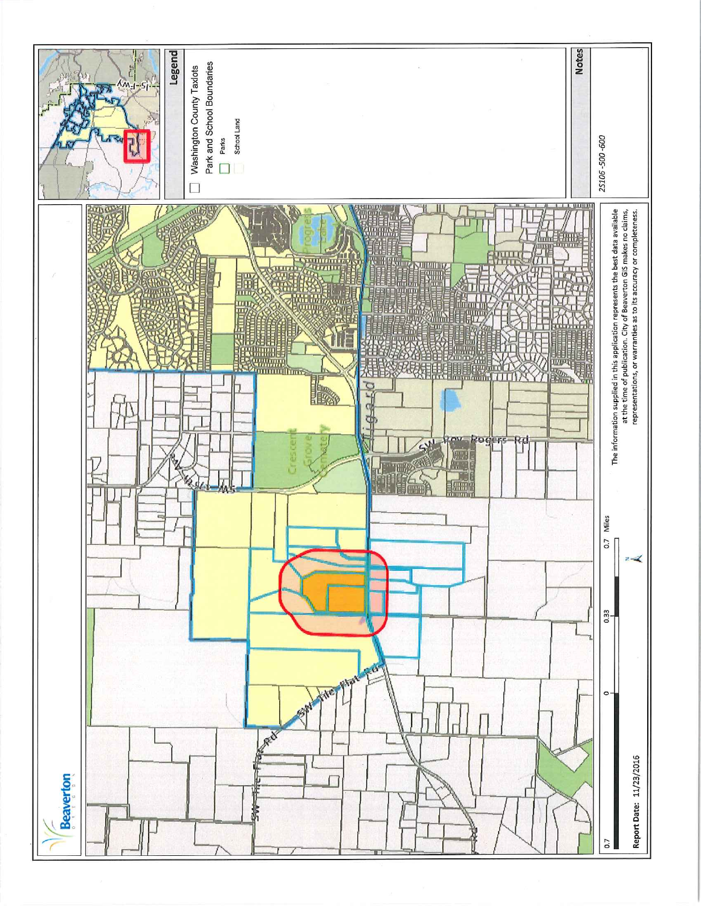# Beaverton

OREGON

## Legend

- Washington County Taxlots
- Park and School Boundaries
  - Parks
  - School Land

## Notes

2S106-500-600

Report Date: 11/23/2016

The information supplied in this application represents the best data available at the time of publication. City of Beaverton GIS makes no claims, representations, or warranties as to its accuracy or completeness.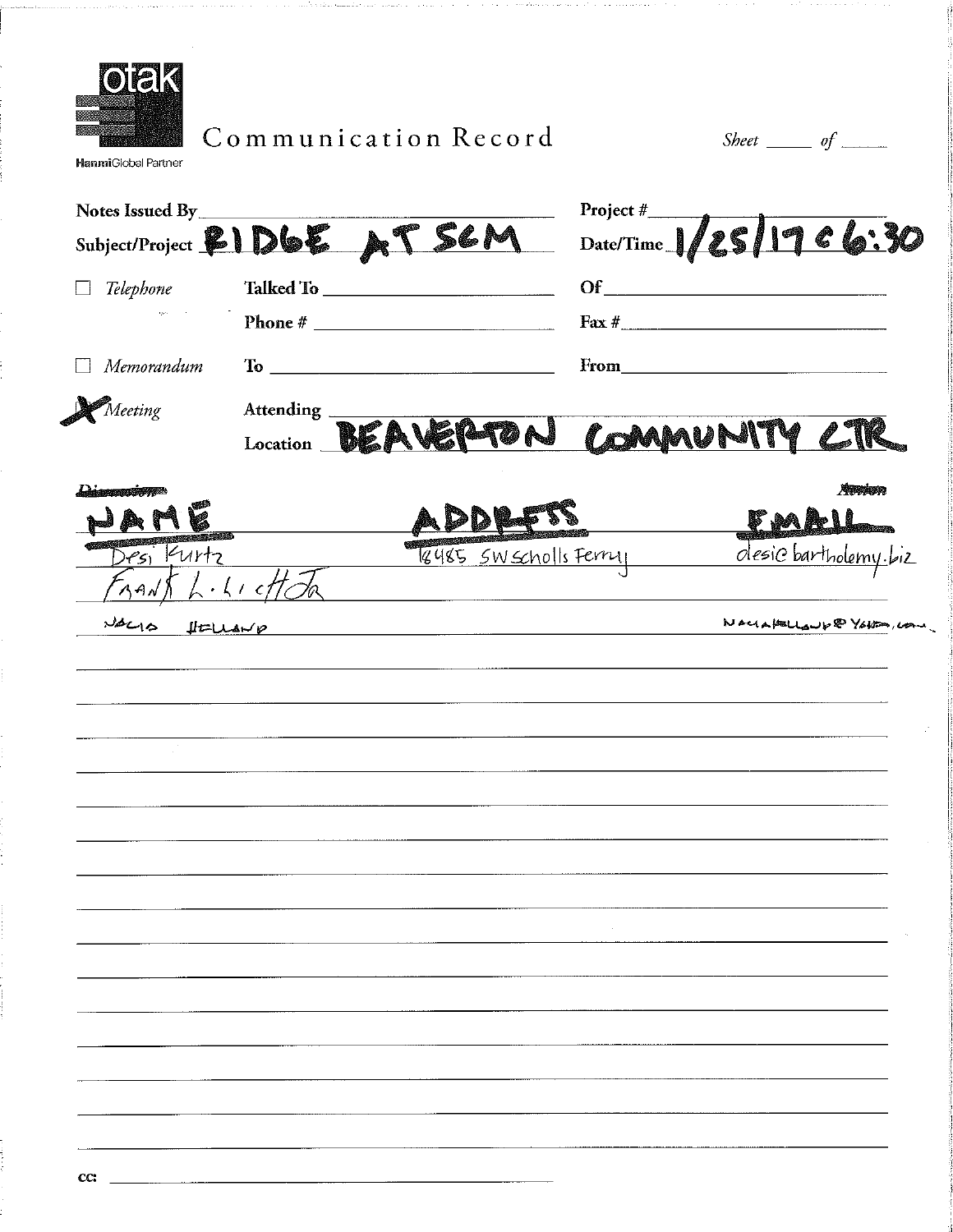otak

HanmiGlobal Partner

# Communication Record

*Sheet* ____ *of* ____

**Notes Issued By** ______________________

**Project #** ______________________

**Subject/Project** RIDGE AT SCM

**Date/Time** 1/25/17 @ 6:30

☐ *Telephone* **Talked To** ______________________ **Of** ______________________

**Phone #** ______________________ **Fax #** ______________________

☐ *Memorandum* **To** ______________________ **From** ______________________

☒ *Meeting* **Attending** ______________________

**Location** BEAVERTON COMMUNITY CTR

| ~~Discussion~~ NAME | ADDRESS | ~~Action~~ EMAIL |
|---|---|---|
| Desi Kurtz | 18485 SW Scholls Ferry | desi@bartholemy.biz |
| Frank L. Licht Jr | | |
| NADIA HOLLAND | | NADIAHOLLAND@YAHOO.COM |

cc: ______________________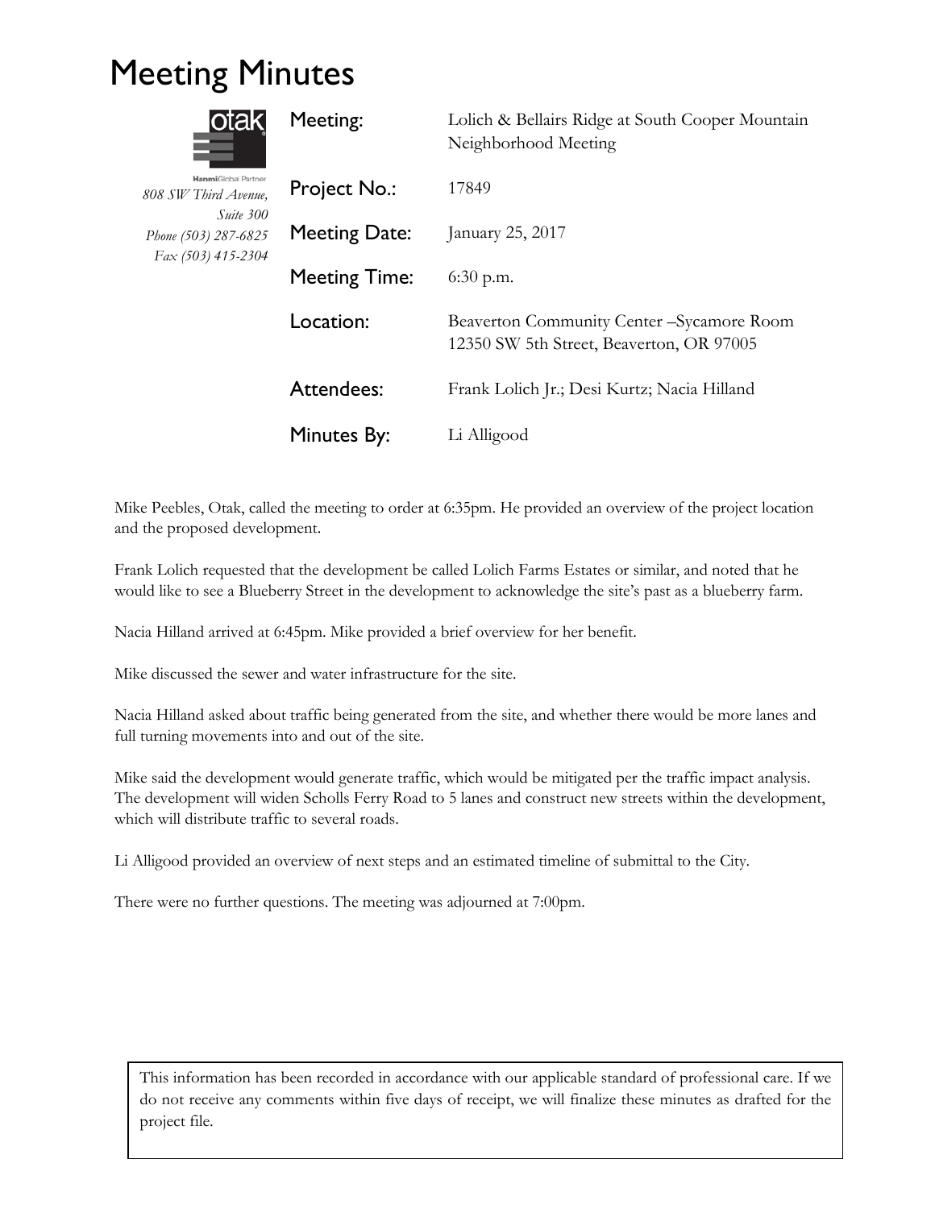# Meeting Minutes

otak
HanmiGlobal Partner
*808 SW Third Avenue, Suite 300*
*Phone (503) 287-6825*
*Fax (503) 415-2304*

| | |
|---|---|
| Meeting: | Lolich & Bellairs Ridge at South Cooper Mountain Neighborhood Meeting |
| Project No.: | 17849 |
| Meeting Date: | January 25, 2017 |
| Meeting Time: | 6:30 p.m. |
| Location: | Beaverton Community Center –Sycamore Room 12350 SW 5th Street, Beaverton, OR 97005 |
| Attendees: | Frank Lolich Jr.; Desi Kurtz; Nacia Hilland |
| Minutes By: | Li Alligood |

Mike Peebles, Otak, called the meeting to order at 6:35pm. He provided an overview of the project location and the proposed development.

Frank Lolich requested that the development be called Lolich Farms Estates or similar, and noted that he would like to see a Blueberry Street in the development to acknowledge the site's past as a blueberry farm.

Nacia Hilland arrived at 6:45pm. Mike provided a brief overview for her benefit.

Mike discussed the sewer and water infrastructure for the site.

Nacia Hilland asked about traffic being generated from the site, and whether there would be more lanes and full turning movements into and out of the site.

Mike said the development would generate traffic, which would be mitigated per the traffic impact analysis. The development will widen Scholls Ferry Road to 5 lanes and construct new streets within the development, which will distribute traffic to several roads.

Li Alligood provided an overview of next steps and an estimated timeline of submittal to the City.

There were no further questions. The meeting was adjourned at 7:00pm.

This information has been recorded in accordance with our applicable standard of professional care. If we do not receive any comments within five days of receipt, we will finalize these minutes as drafted for the project file.